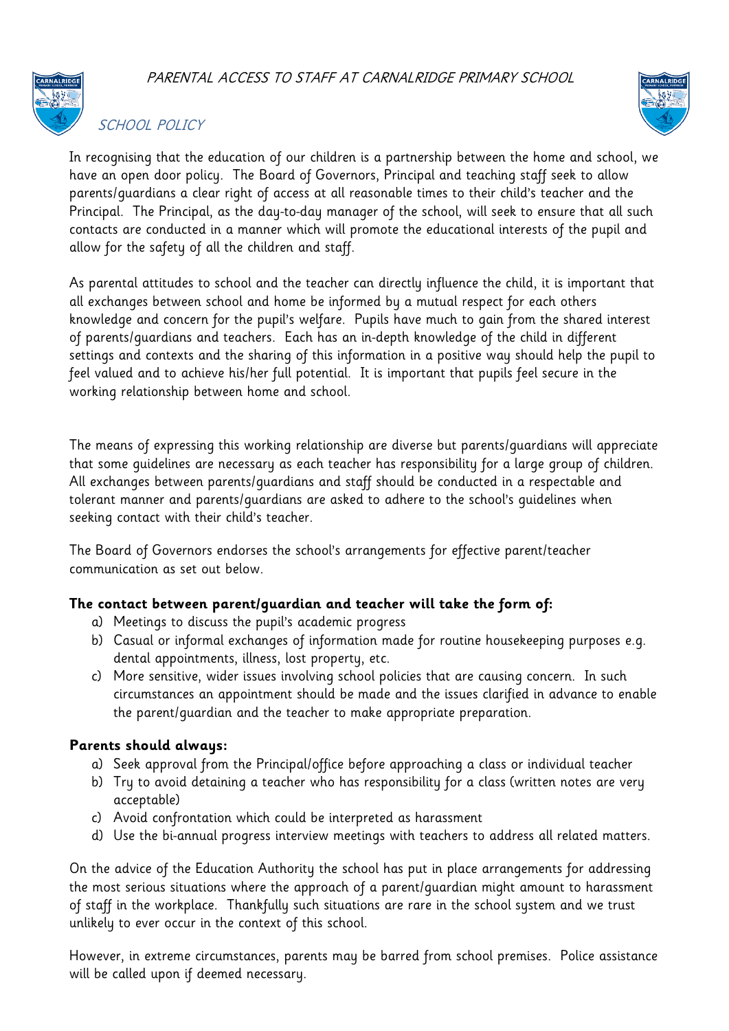# PARENTAL ACCESS TO STAFF AT CARNALRIDGE PRIMARY SCHOOL

## *SCHOOL POLICY*

In recognising that the education of our children is a partnership between the home and school, we have an open door policy. The Board of Governors, Principal and teaching staff seek to allow parents/guardians a clear right of access at all reasonable times to their child's teacher and the Principal. The Principal, as the day-to-day manager of the school, will seek to ensure that all such contacts are conducted in a manner which will promote the educational interests of the pupil and allow for the safety of all the children and staff.

As parental attitudes to school and the teacher can directly influence the child, it is important that all exchanges between school and home be informed by a mutual respect for each others knowledge and concern for the pupil's welfare. Pupils have much to gain from the shared interest of parents/guardians and teachers. Each has an in-depth knowledge of the child in different settings and contexts and the sharing of this information in a positive way should help the pupil to feel valued and to achieve his/her full potential. It is important that pupils feel secure in the working relationship between home and school.

The means of expressing this working relationship are diverse but parents/guardians will appreciate that some guidelines are necessary as each teacher has responsibility for a large group of children. All exchanges between parents/guardians and staff should be conducted in a respectable and tolerant manner and parents/guardians are asked to adhere to the school's guidelines when seeking contact with their child's teacher.

The Board of Governors endorses the school's arrangements for effective parent/teacher communication as set out below.

**The contact between parent/guardian and teacher will take the form of:**

a) Meetings to discuss the pupil's academic progress
b) Casual or informal exchanges of information made for routine housekeeping purposes e.g. dental appointments, illness, lost property, etc.
c) More sensitive, wider issues involving school policies that are causing concern. In such circumstances an appointment should be made and the issues clarified in advance to enable the parent/guardian and the teacher to make appropriate preparation.

**Parents should always:**

a) Seek approval from the Principal/office before approaching a class or individual teacher
b) Try to avoid detaining a teacher who has responsibility for a class (written notes are very acceptable)
c) Avoid confrontation which could be interpreted as harassment
d) Use the bi-annual progress interview meetings with teachers to address all related matters.

On the advice of the Education Authority the school has put in place arrangements for addressing the most serious situations where the approach of a parent/guardian might amount to harassment of staff in the workplace. Thankfully such situations are rare in the school system and we trust unlikely to ever occur in the context of this school.

However, in extreme circumstances, parents may be barred from school premises. Police assistance will be called upon if deemed necessary.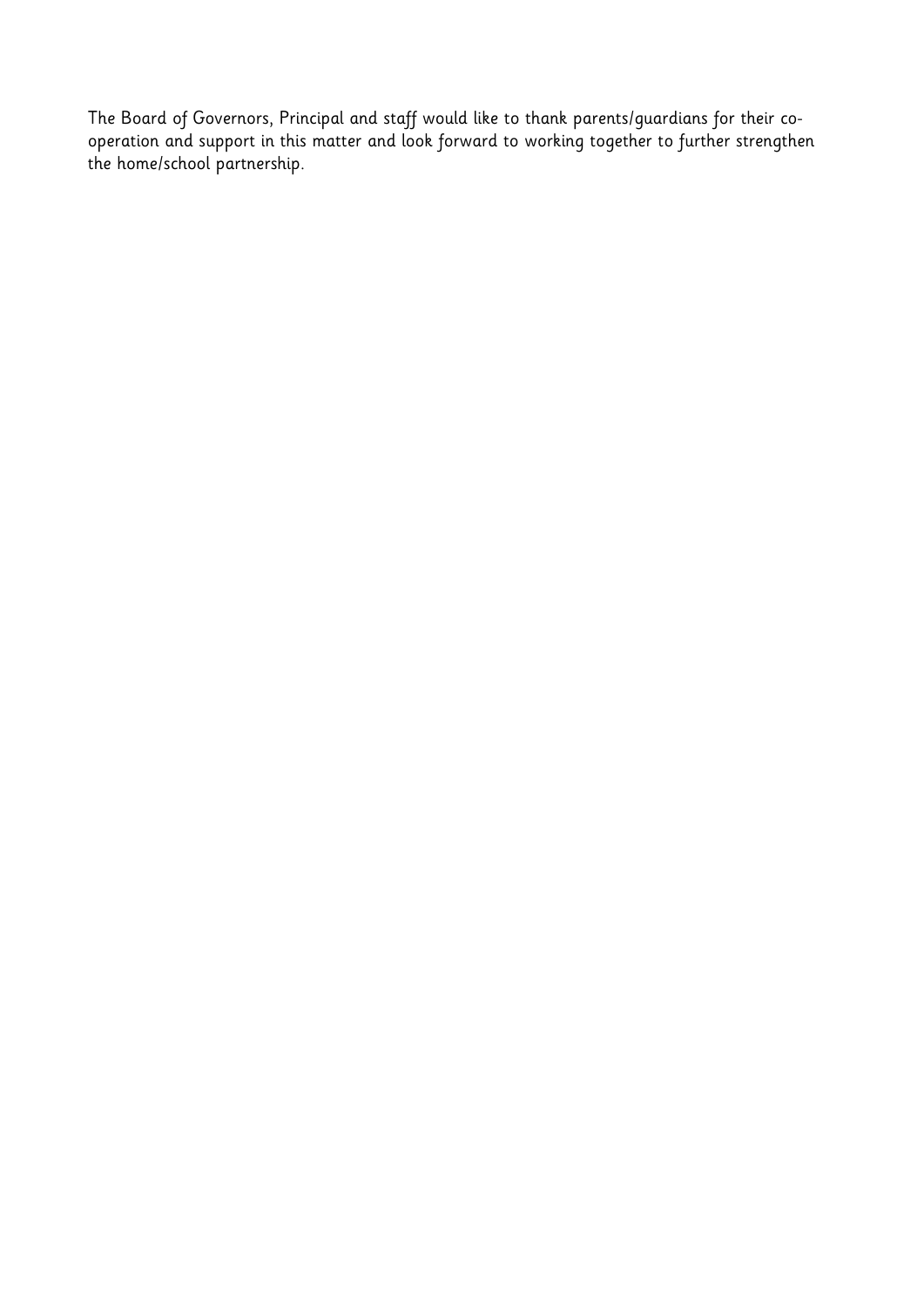The Board of Governors, Principal and staff would like to thank parents/guardians for their co-operation and support in this matter and look forward to working together to further strengthen the home/school partnership.